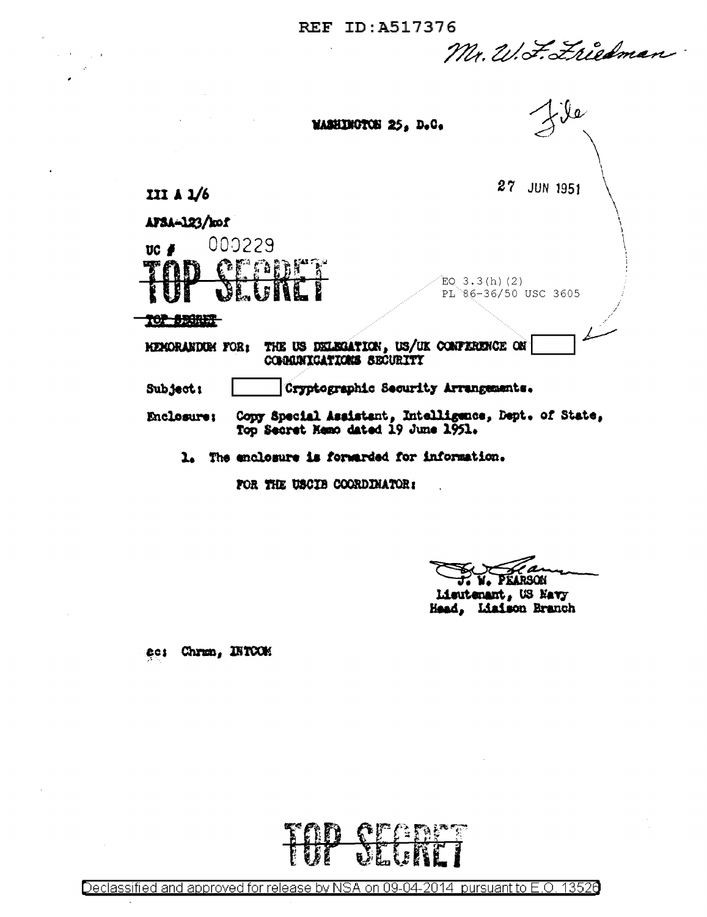REF ID:A517376

Mr. W.F. Friedman

WASHINGTON 25, D.C.

File

III A 1/6

27 JUN 1951

AFSA-123/kof

UC # 000229

~~TOP SECRET~~

~~TOP SECRET~~

EO 3.3(h)(2)
PL 86-36/50 USC 3605

MEMORANDUM FOR: THE US DELEGATION, US/UK CONFERENCE ON [ ] COMMUNICATIONS SECURITY

Subject: [ ] Cryptographic Security Arrangements.

Enclosure: Copy Special Assistant, Intelligence, Dept. of State, Top Secret Memo dated 19 June 1951.

1. The enclosure is forwarded for information.

FOR THE USCIB COORDINATOR:

J. W. PEARSON
Lieutenant, US Navy
Head, Liaison Branch

cc: Chrmn, INTCOM

~~TOP SECRET~~

Declassified and approved for release by NSA on 09-04-2014 pursuant to E.O. 13526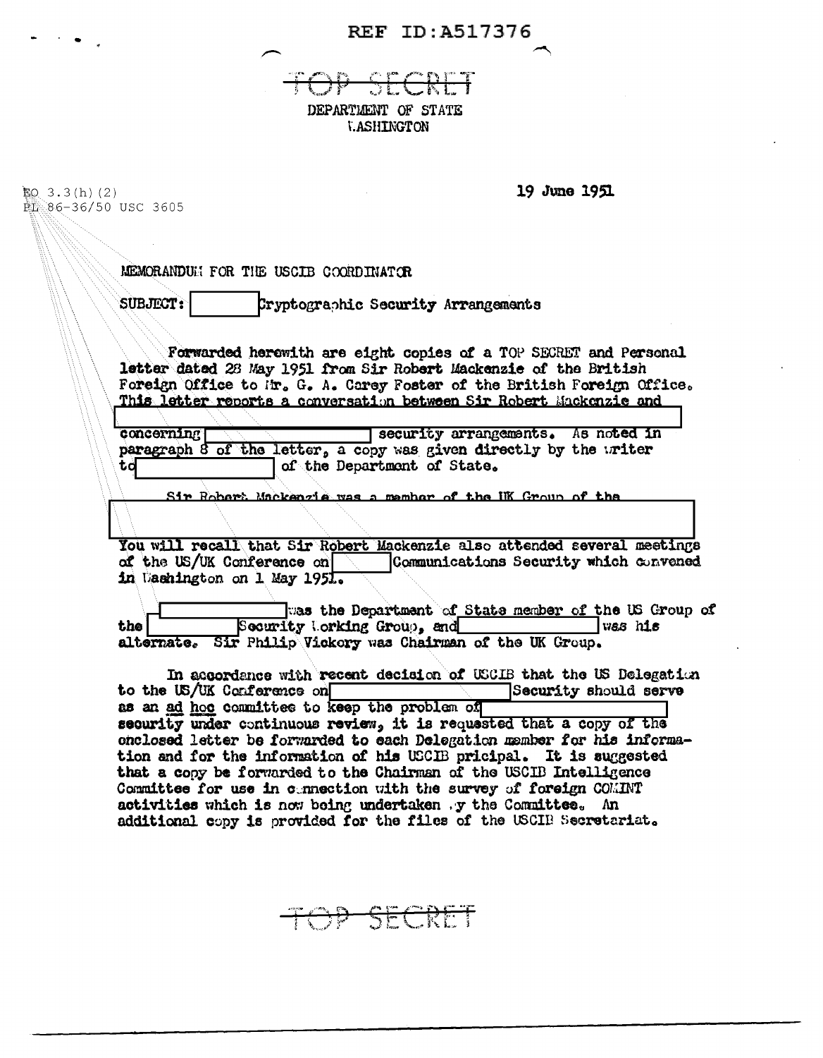REF ID:A517376

TOP SECRET

DEPARTMENT OF STATE
WASHINGTON

EO 3.3(h)(2)
PL 86-36/50 USC 3605

19 June 1951

MEMORANDUM FOR THE USCIB COORDINATOR

SUBJECT: [ ] Cryptographic Security Arrangements

Forwarded herewith are eight copies of a TOP SECRET and Personal letter dated 28 May 1951 from Sir Robert Mackenzie of the British Foreign Office to Mr. G. A. Carey Foster of the British Foreign Office. This letter reports a conversation between Sir Robert Mackenzie and [ ] concerning [ ] security arrangements. As noted in paragraph 8 of the letter, a copy was given directly by the writer to [ ] of the Department of State.

Sir Robert Mackenzie was a member of the UK Group of the [ ] You will recall that Sir Robert Mackenzie also attended several meetings of the US/UK Conference on [ ] Communications Security which convened in Washington on 1 May 1951.

[ ] was the Department of State member of the US Group of the [ ] Security Working Group, and [ ] was his alternate. Sir Philip Vickery was Chairman of the UK Group.

In accordance with recent decision of USCIB that the US Delegation to the US/UK Conference on [ ] Security should serve as an *ad hoc* committee to keep the problem of [ ] security under continuous review, it is requested that a copy of the enclosed letter be forwarded to each Delegation member for his information and for the information of his USCIB pricipal. It is suggested that a copy be forwarded to the Chairman of the USCIB Intelligence Committee for use in connection with the survey of foreign COMINT activities which is now being undertaken by the Committee. An additional copy is provided for the files of the USCIB Secretariat.

TOP SECRET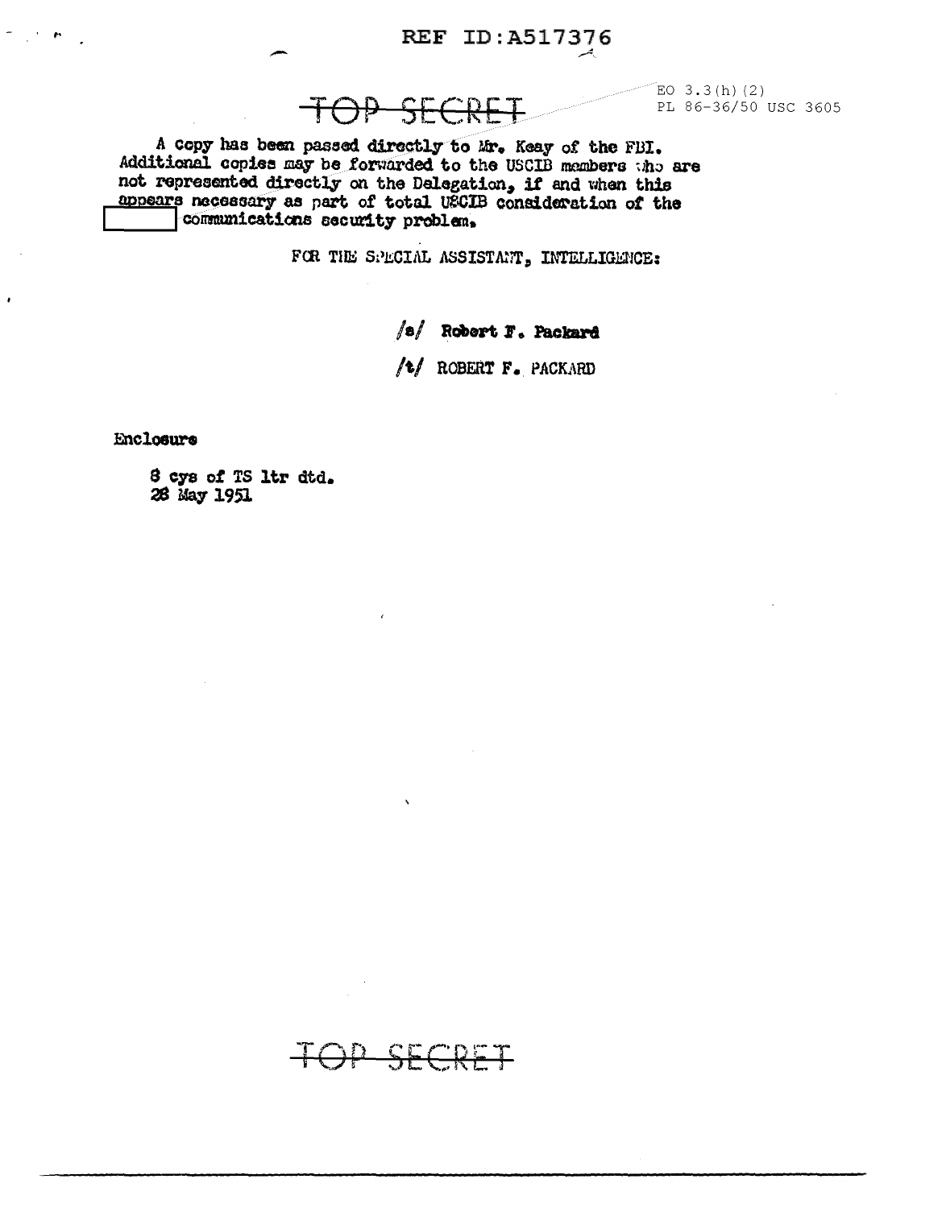REF ID:A517376

TOP SECRET

EO 3.3(h)(2)
PL 86-36/50 USC 3605

A copy has been passed directly to Mr. Keay of the FBI. Additional copies may be forwarded to the USCIB members who are not represented directly on the Delegation, if and when this appears necessary as part of total USCIB consideration of the [redacted] communications security problem.

FOR THE SPECIAL ASSISTANT, INTELLIGENCE:

/s/ Robert F. Packard

/t/ ROBERT F. PACKARD

Enclosure

8 cys of TS ltr dtd.
28 May 1951

TOP SECRET